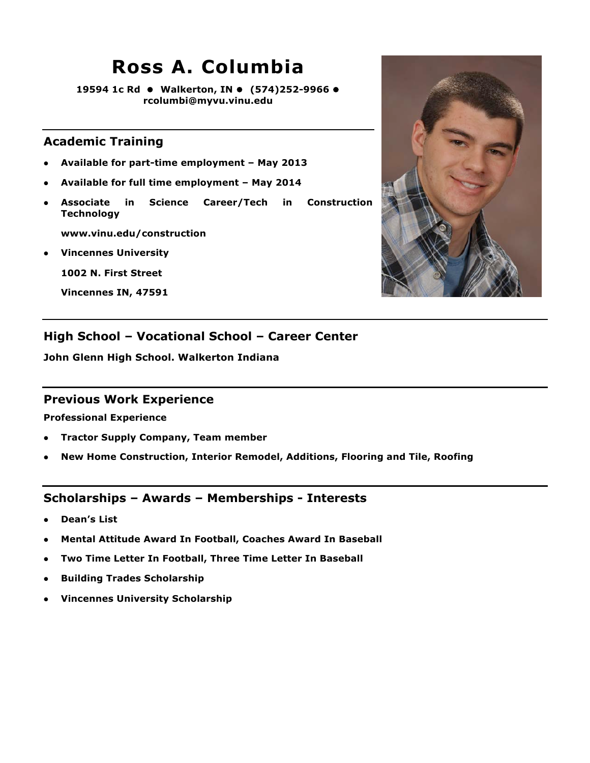# Ross A. Columbia

**19594 1c Rd ● Walkerton, IN ● (574)252-9966 ● rcolumbi@myvu.vinu.edu**

## Academic Training

- **Available for part-time employment – May 2013**
- **Available for full time employment – May 2014**
- **Associate in Science Career/Tech in Construction Technology**

  **www.vinu.edu/construction**

- **Vincennes University**

  **1002 N. First Street**

  **Vincennes IN, 47591**

## High School – Vocational School – Career Center

**John Glenn High School. Walkerton Indiana**

## Previous Work Experience

**Professional Experience**

- **Tractor Supply Company, Team member**
- **New Home Construction, Interior Remodel, Additions, Flooring and Tile, Roofing**

## Scholarships – Awards – Memberships - Interests

- **Dean's List**
- **Mental Attitude Award In Football, Coaches Award In Baseball**
- **Two Time Letter In Football, Three Time Letter In Baseball**
- **Building Trades Scholarship**
- **Vincennes University Scholarship**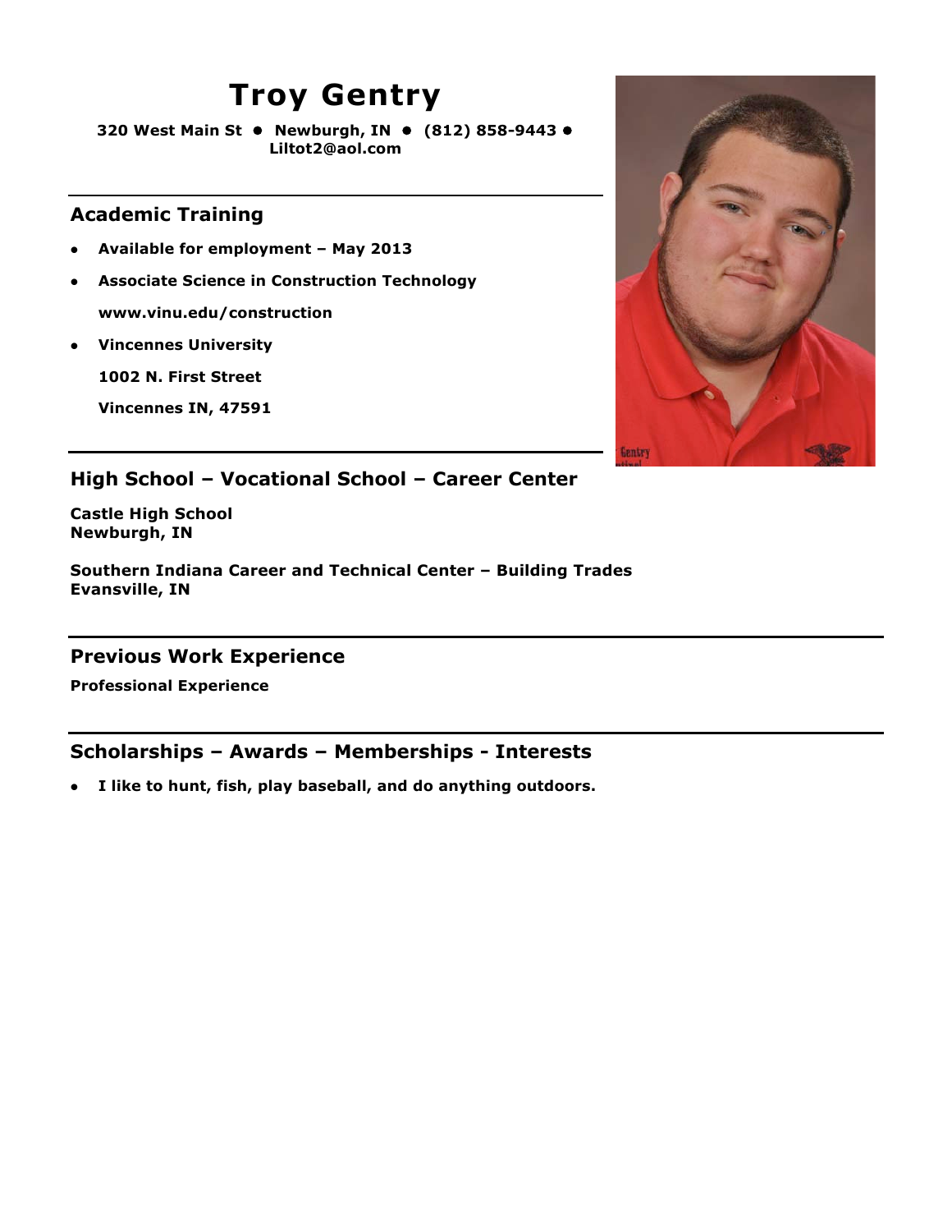# Troy Gentry

**320 West Main St • Newburgh, IN • (812) 858-9443 • Liltot2@aol.com**

## Academic Training

- **Available for employment – May 2013**
- **Associate Science in Construction Technology**
  **www.vinu.edu/construction**
- **Vincennes University**
  **1002 N. First Street**
  **Vincennes IN, 47591**

## High School – Vocational School – Career Center

**Castle High School**
**Newburgh, IN**

**Southern Indiana Career and Technical Center – Building Trades**
**Evansville, IN**

## Previous Work Experience

**Professional Experience**

## Scholarships – Awards – Memberships - Interests

- **I like to hunt, fish, play baseball, and do anything outdoors.**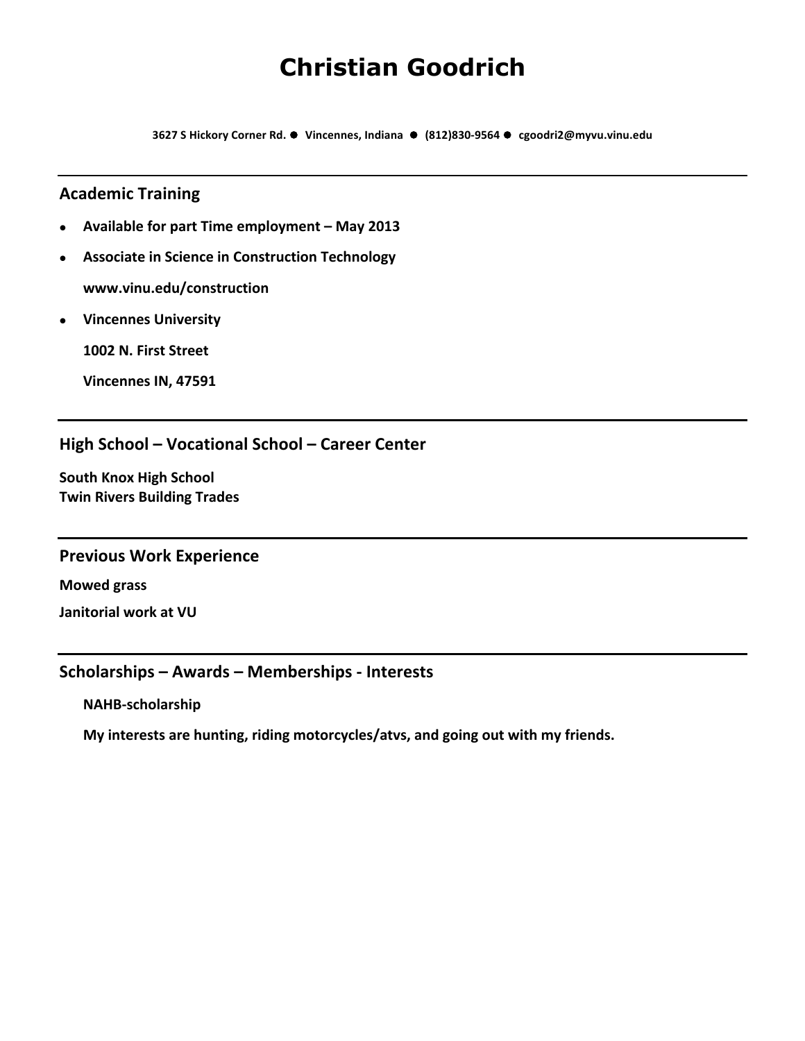# Christian Goodrich

**3627 S Hickory Corner Rd. ● Vincennes, Indiana ● (812)830-9564 ● cgoodri2@myvu.vinu.edu**

---

## Academic Training

- **Available for part Time employment – May 2013**
- **Associate in Science in Construction Technology**

  **www.vinu.edu/construction**
- **Vincennes University**

  **1002 N. First Street**

  **Vincennes IN, 47591**

---

## High School – Vocational School – Career Center

**South Knox High School**
**Twin Rivers Building Trades**

---

## Previous Work Experience

**Mowed grass**

**Janitorial work at VU**

---

## Scholarships – Awards – Memberships - Interests

**NAHB-scholarship**

**My interests are hunting, riding motorcycles/atvs, and going out with my friends.**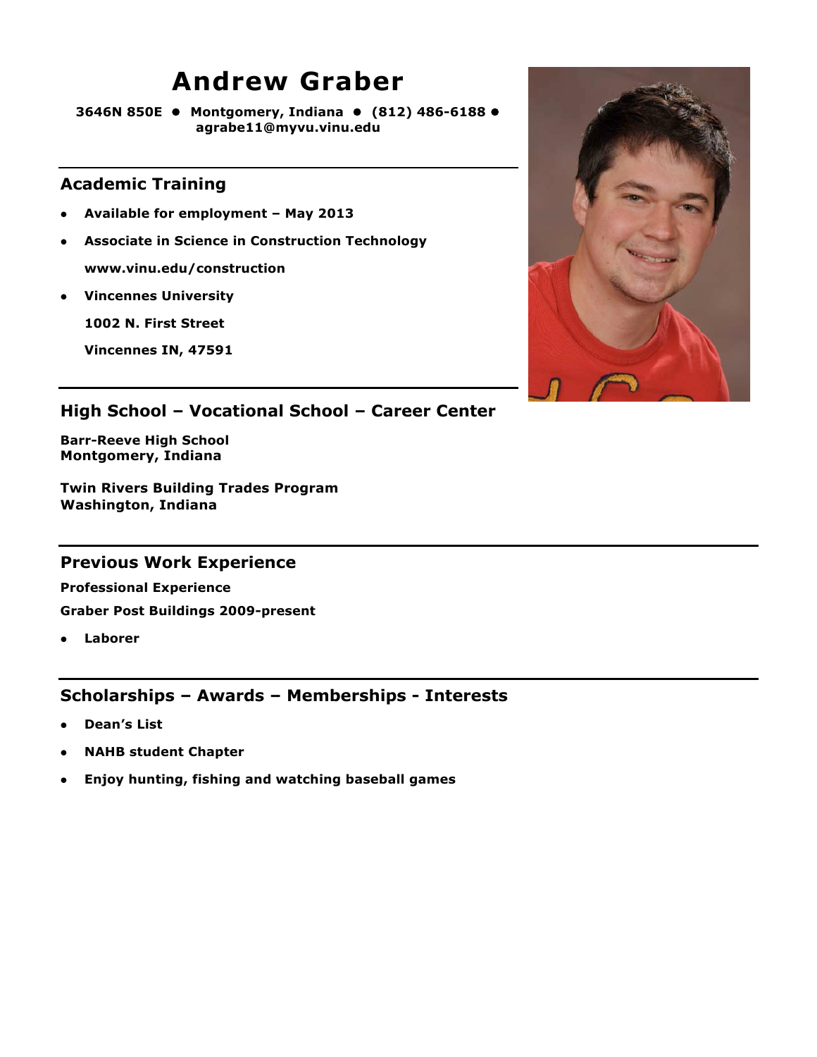# Andrew Graber

**3646N 850E • Montgomery, Indiana • (812) 486-6188 • agrabe11@myvu.vinu.edu**

## Academic Training

- **Available for employment – May 2013**
- **Associate in Science in Construction Technology**

  **www.vinu.edu/construction**
- **Vincennes University**

  **1002 N. First Street**

  **Vincennes IN, 47591**

## High School – Vocational School – Career Center

**Barr-Reeve High School**
**Montgomery, Indiana**

**Twin Rivers Building Trades Program**
**Washington, Indiana**

## Previous Work Experience

**Professional Experience**

**Graber Post Buildings 2009-present**

- **Laborer**

## Scholarships – Awards – Memberships - Interests

- **Dean's List**
- **NAHB student Chapter**
- **Enjoy hunting, fishing and watching baseball games**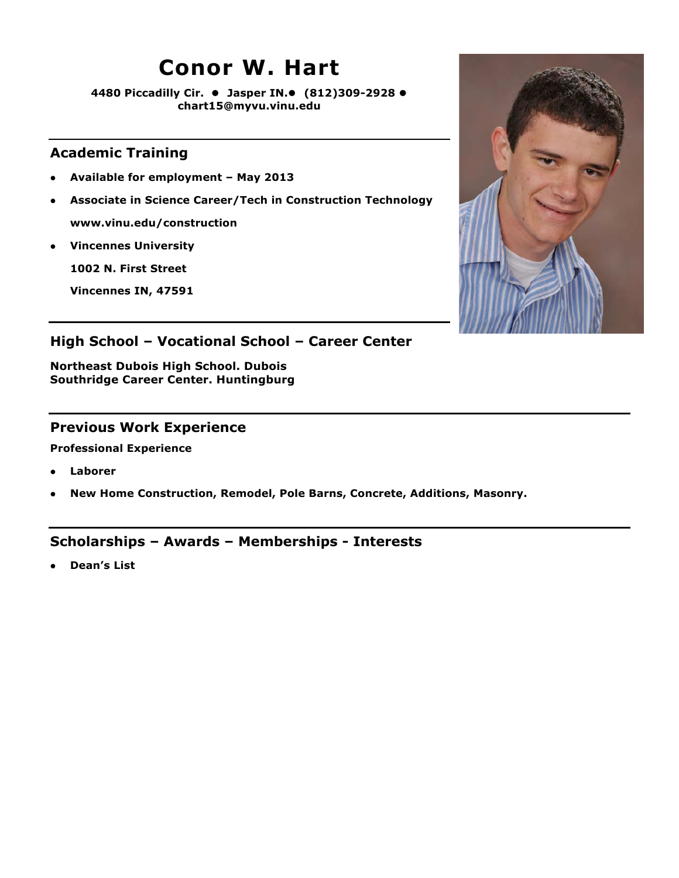# Conor W. Hart

**4480 Piccadilly Cir. • Jasper IN.• (812)309-2928 • chart15@myvu.vinu.edu**

## Academic Training

- **Available for employment – May 2013**
- **Associate in Science Career/Tech in Construction Technology**
  **www.vinu.edu/construction**
- **Vincennes University**
  **1002 N. First Street**
  **Vincennes IN, 47591**

## High School – Vocational School – Career Center

**Northeast Dubois High School. Dubois**
**Southridge Career Center. Huntingburg**

## Previous Work Experience

**Professional Experience**

- **Laborer**
- **New Home Construction, Remodel, Pole Barns, Concrete, Additions, Masonry.**

## Scholarships – Awards – Memberships - Interests

- **Dean's List**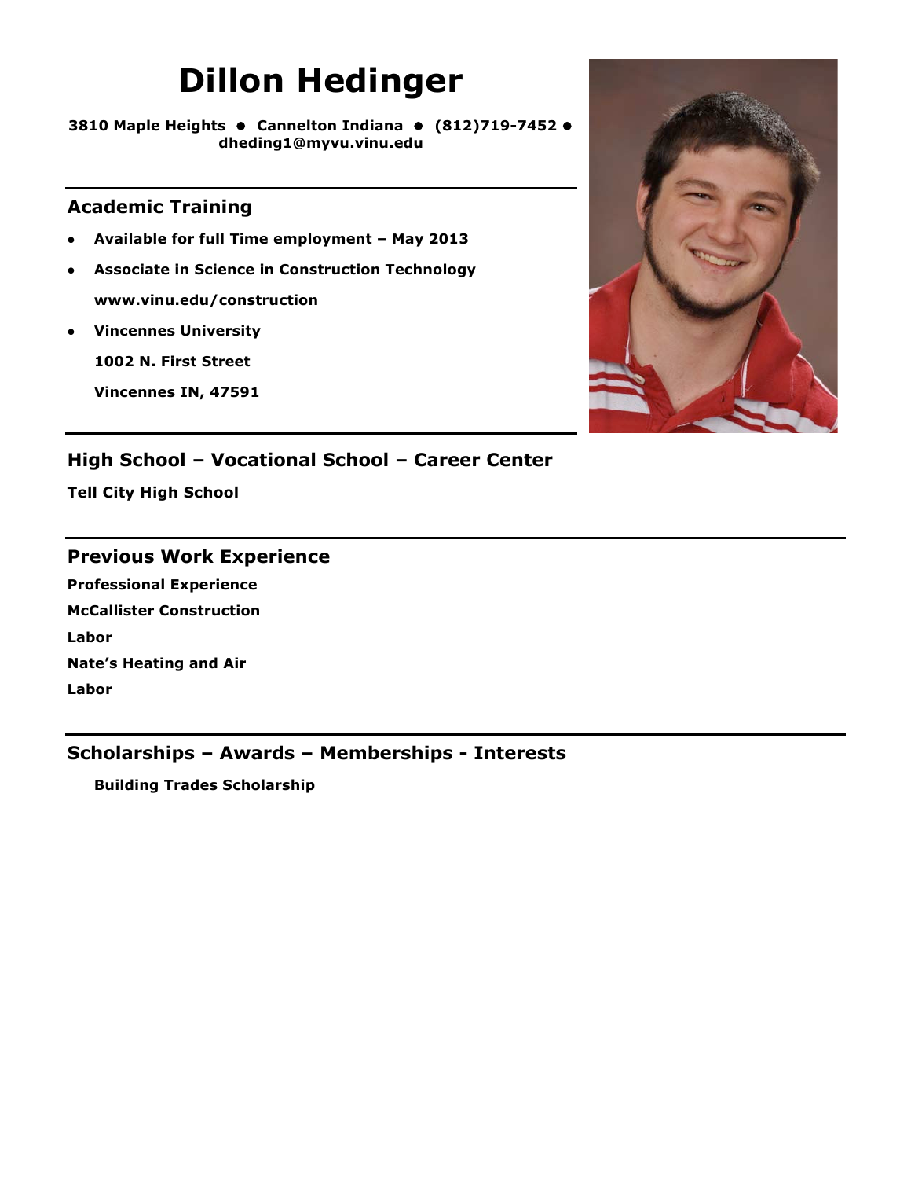# Dillon Hedinger

**3810 Maple Heights • Cannelton Indiana • (812)719-7452 • dheding1@myvu.vinu.edu**

## Academic Training

- **Available for full Time employment – May 2013**
- **Associate in Science in Construction Technology**
  **www.vinu.edu/construction**
- **Vincennes University**
  **1002 N. First Street**
  **Vincennes IN, 47591**

## High School – Vocational School – Career Center

**Tell City High School**

## Previous Work Experience

**Professional Experience**

**McCallister Construction**

**Labor**

**Nate's Heating and Air**

**Labor**

## Scholarships – Awards – Memberships - Interests

**Building Trades Scholarship**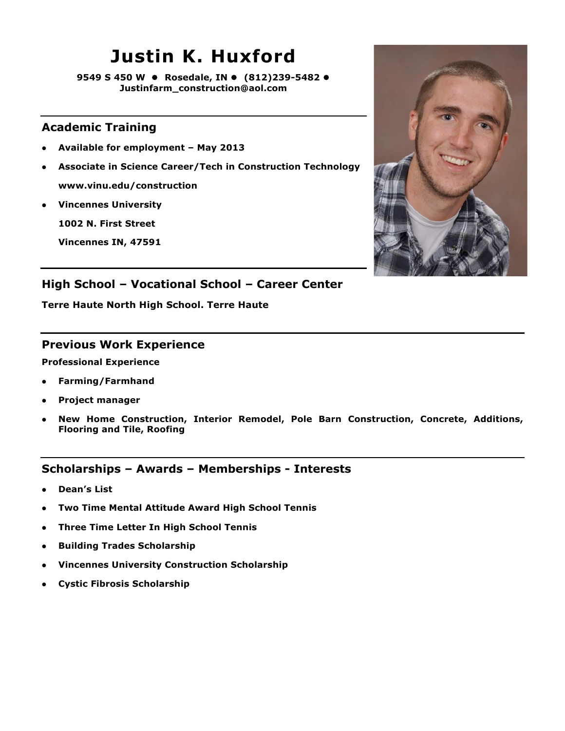# Justin K. Huxford

**9549 S 450 W • Rosedale, IN • (812)239-5482 •**
**Justinfarm_construction@aol.com**

## Academic Training

- **Available for employment – May 2013**
- **Associate in Science Career/Tech in Construction Technology**
  **www.vinu.edu/construction**
- **Vincennes University**
  **1002 N. First Street**
  **Vincennes IN, 47591**

## High School – Vocational School – Career Center

**Terre Haute North High School. Terre Haute**

## Previous Work Experience

**Professional Experience**

- **Farming/Farmhand**
- **Project manager**
- **New Home Construction, Interior Remodel, Pole Barn Construction, Concrete, Additions, Flooring and Tile, Roofing**

## Scholarships – Awards – Memberships - Interests

- **Dean's List**
- **Two Time Mental Attitude Award High School Tennis**
- **Three Time Letter In High School Tennis**
- **Building Trades Scholarship**
- **Vincennes University Construction Scholarship**
- **Cystic Fibrosis Scholarship**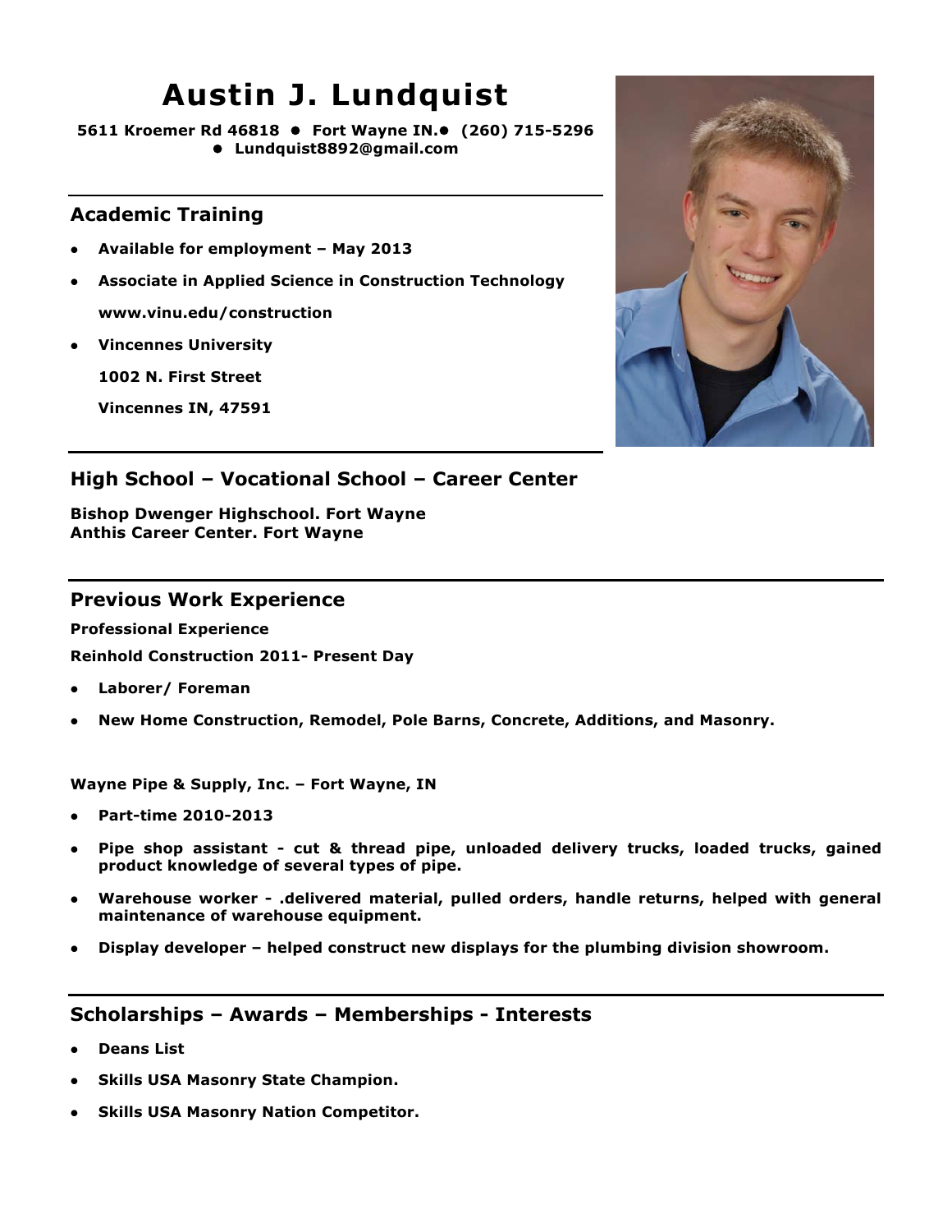# Austin J. Lundquist

**5611 Kroemer Rd 46818 • Fort Wayne IN.• (260) 715-5296**
**• Lundquist8892@gmail.com**

## Academic Training

- **Available for employment – May 2013**
- **Associate in Applied Science in Construction Technology**
  **www.vinu.edu/construction**
- **Vincennes University**
  **1002 N. First Street**
  **Vincennes IN, 47591**

## High School – Vocational School – Career Center

**Bishop Dwenger Highschool. Fort Wayne**
**Anthis Career Center. Fort Wayne**

## Previous Work Experience

**Professional Experience**

**Reinhold Construction 2011- Present Day**

- **Laborer/ Foreman**
- **New Home Construction, Remodel, Pole Barns, Concrete, Additions, and Masonry.**

**Wayne Pipe & Supply, Inc. – Fort Wayne, IN**

- **Part-time 2010-2013**
- **Pipe shop assistant - cut & thread pipe, unloaded delivery trucks, loaded trucks, gained product knowledge of several types of pipe.**
- **Warehouse worker - .delivered material, pulled orders, handle returns, helped with general maintenance of warehouse equipment.**
- **Display developer – helped construct new displays for the plumbing division showroom.**

## Scholarships – Awards – Memberships - Interests

- **Deans List**
- **Skills USA Masonry State Champion.**
- **Skills USA Masonry Nation Competitor.**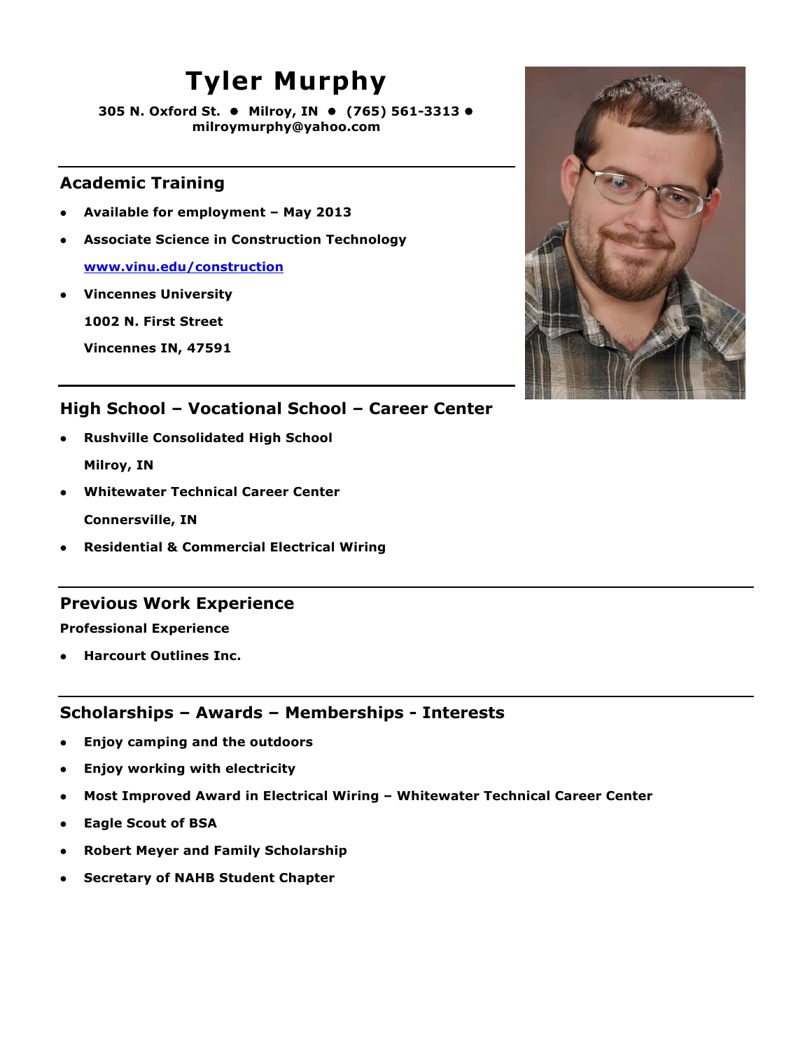# Tyler Murphy

**305 N. Oxford St. • Milroy, IN • (765) 561-3313 • milroymurphy@yahoo.com**

## Academic Training

- **Available for employment – May 2013**
- **Associate Science in Construction Technology**

  **www.vinu.edu/construction**
- **Vincennes University**

  **1002 N. First Street**

  **Vincennes IN, 47591**

## High School – Vocational School – Career Center

- **Rushville Consolidated High School**

  **Milroy, IN**
- **Whitewater Technical Career Center**

  **Connersville, IN**
- **Residential & Commercial Electrical Wiring**

## Previous Work Experience

**Professional Experience**

- **Harcourt Outlines Inc.**

## Scholarships – Awards – Memberships - Interests

- **Enjoy camping and the outdoors**
- **Enjoy working with electricity**
- **Most Improved Award in Electrical Wiring – Whitewater Technical Career Center**
- **Eagle Scout of BSA**
- **Robert Meyer and Family Scholarship**
- **Secretary of NAHB Student Chapter**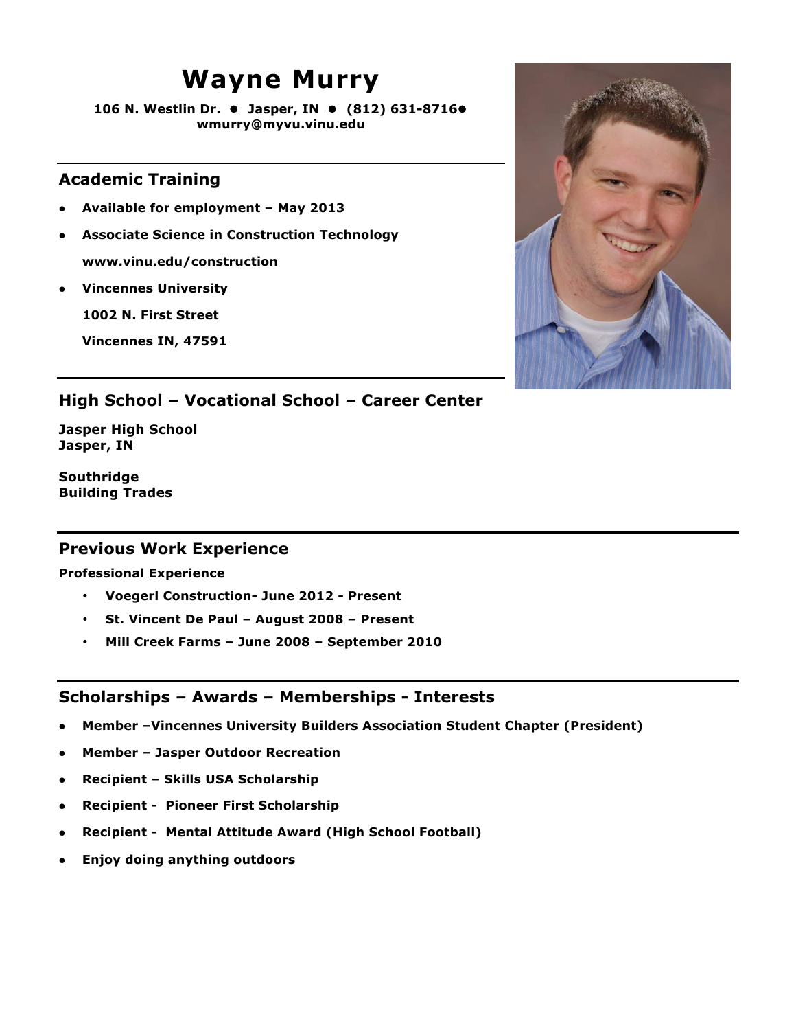# Wayne Murry

**106 N. Westlin Dr. ● Jasper, IN ● (812) 631-8716●**
**wmurry@myvu.vinu.edu**

## Academic Training

- **Available for employment – May 2013**
- **Associate Science in Construction Technology**

  **www.vinu.edu/construction**
- **Vincennes University**

  **1002 N. First Street**

  **Vincennes IN, 47591**

## High School – Vocational School – Career Center

**Jasper High School**
**Jasper, IN**

**Southridge**
**Building Trades**

## Previous Work Experience

**Professional Experience**

- **Voegerl Construction- June 2012 - Present**
- **St. Vincent De Paul – August 2008 – Present**
- **Mill Creek Farms – June 2008 – September 2010**

## Scholarships – Awards – Memberships - Interests

- **Member –Vincennes University Builders Association Student Chapter (President)**
- **Member – Jasper Outdoor Recreation**
- **Recipient – Skills USA Scholarship**
- **Recipient - Pioneer First Scholarship**
- **Recipient - Mental Attitude Award (High School Football)**
- **Enjoy doing anything outdoors**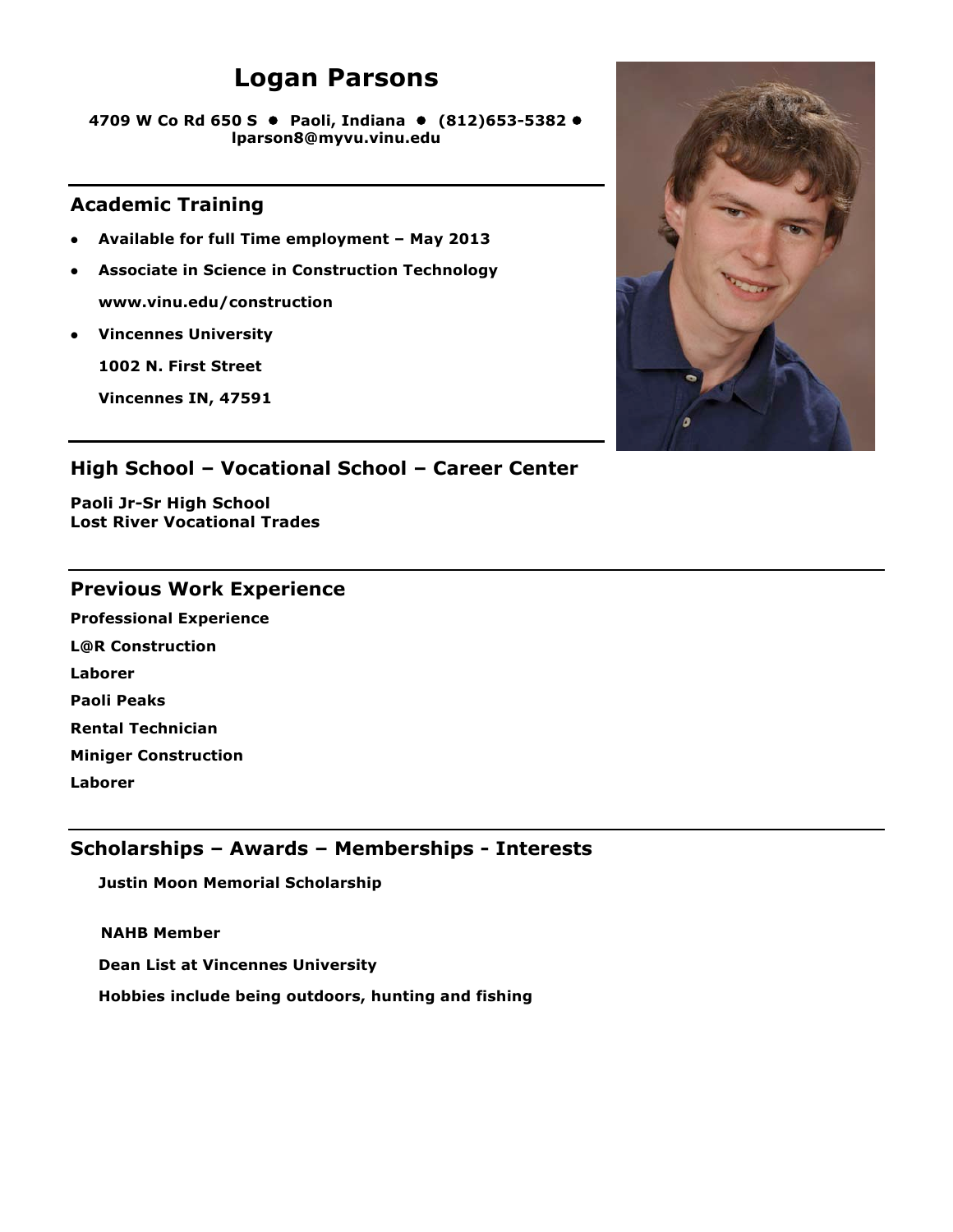# Logan Parsons

**4709 W Co Rd 650 S • Paoli, Indiana • (812)653-5382 • lparson8@myvu.vinu.edu**

## Academic Training

- **Available for full Time employment – May 2013**
- **Associate in Science in Construction Technology**

  **www.vinu.edu/construction**
- **Vincennes University**

  **1002 N. First Street**

  **Vincennes IN, 47591**

## High School – Vocational School – Career Center

**Paoli Jr-Sr High School**
**Lost River Vocational Trades**

## Previous Work Experience

**Professional Experience**

**L@R Construction**

**Laborer**

**Paoli Peaks**

**Rental Technician**

**Miniger Construction**

**Laborer**

## Scholarships – Awards – Memberships - Interests

**Justin Moon Memorial Scholarship**

**NAHB Member**

**Dean List at Vincennes University**

**Hobbies include being outdoors, hunting and fishing**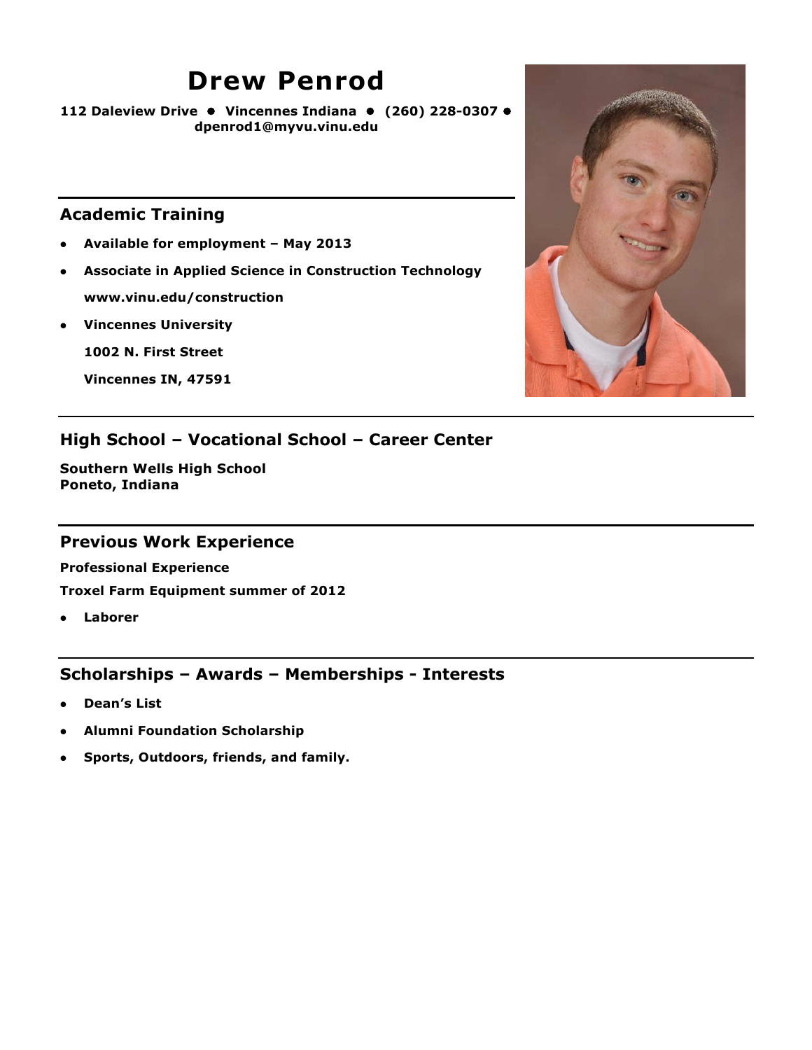# Drew Penrod

**112 Daleview Drive • Vincennes Indiana • (260) 228-0307 • dpenrod1@myvu.vinu.edu**

## Academic Training

- **Available for employment – May 2013**
- **Associate in Applied Science in Construction Technology**
  **www.vinu.edu/construction**
- **Vincennes University**
  **1002 N. First Street**
  **Vincennes IN, 47591**

## High School – Vocational School – Career Center

**Southern Wells High School**
**Poneto, Indiana**

## Previous Work Experience

**Professional Experience**

**Troxel Farm Equipment summer of 2012**

- **Laborer**

## Scholarships – Awards – Memberships - Interests

- **Dean's List**
- **Alumni Foundation Scholarship**
- **Sports, Outdoors, friends, and family.**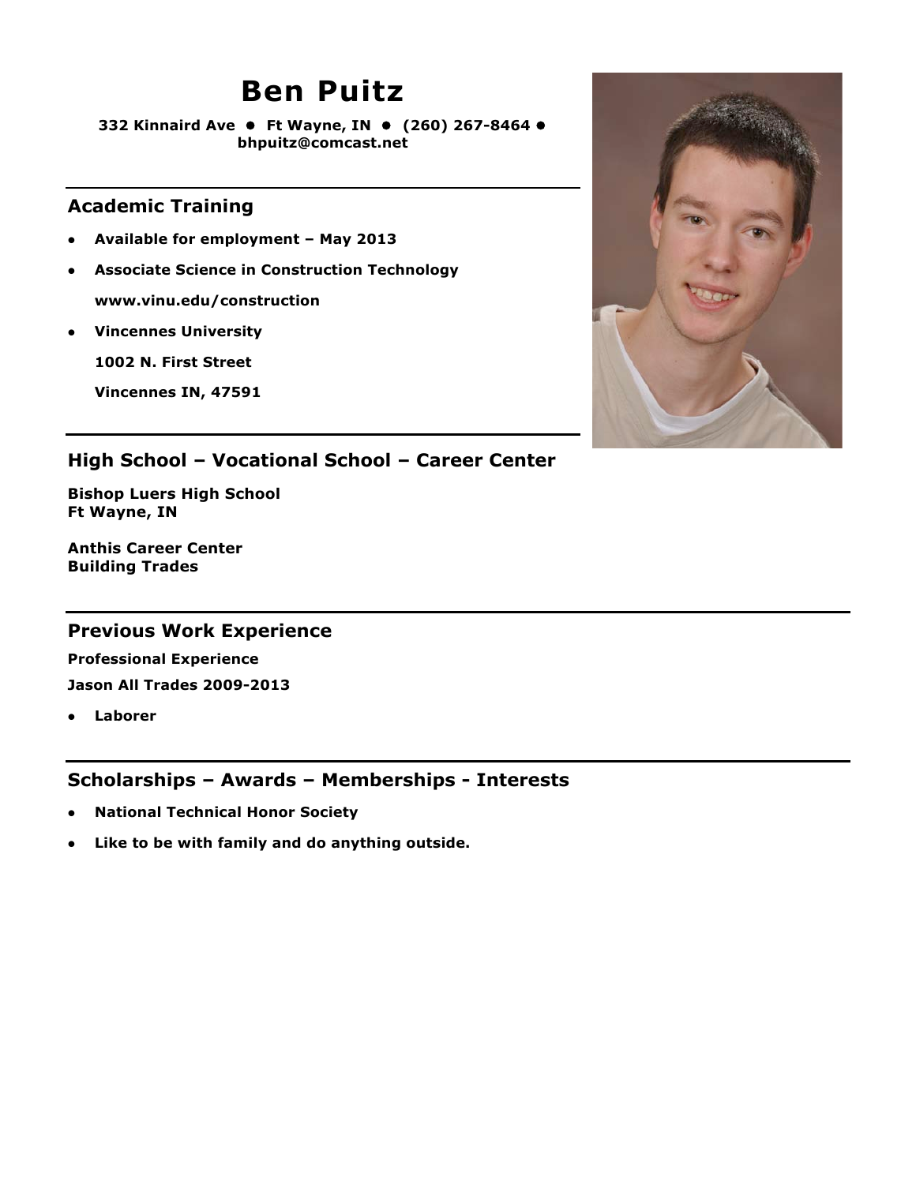# Ben Puitz

**332 Kinnaird Ave ● Ft Wayne, IN ● (260) 267-8464 ● bhpuitz@comcast.net**

## Academic Training

- **Available for employment – May 2013**
- **Associate Science in Construction Technology**

  **www.vinu.edu/construction**
- **Vincennes University**

  **1002 N. First Street**

  **Vincennes IN, 47591**

## High School – Vocational School – Career Center

**Bishop Luers High School**
**Ft Wayne, IN**

**Anthis Career Center**
**Building Trades**

## Previous Work Experience

**Professional Experience**

**Jason All Trades 2009-2013**

- **Laborer**

## Scholarships – Awards – Memberships - Interests

- **National Technical Honor Society**
- **Like to be with family and do anything outside.**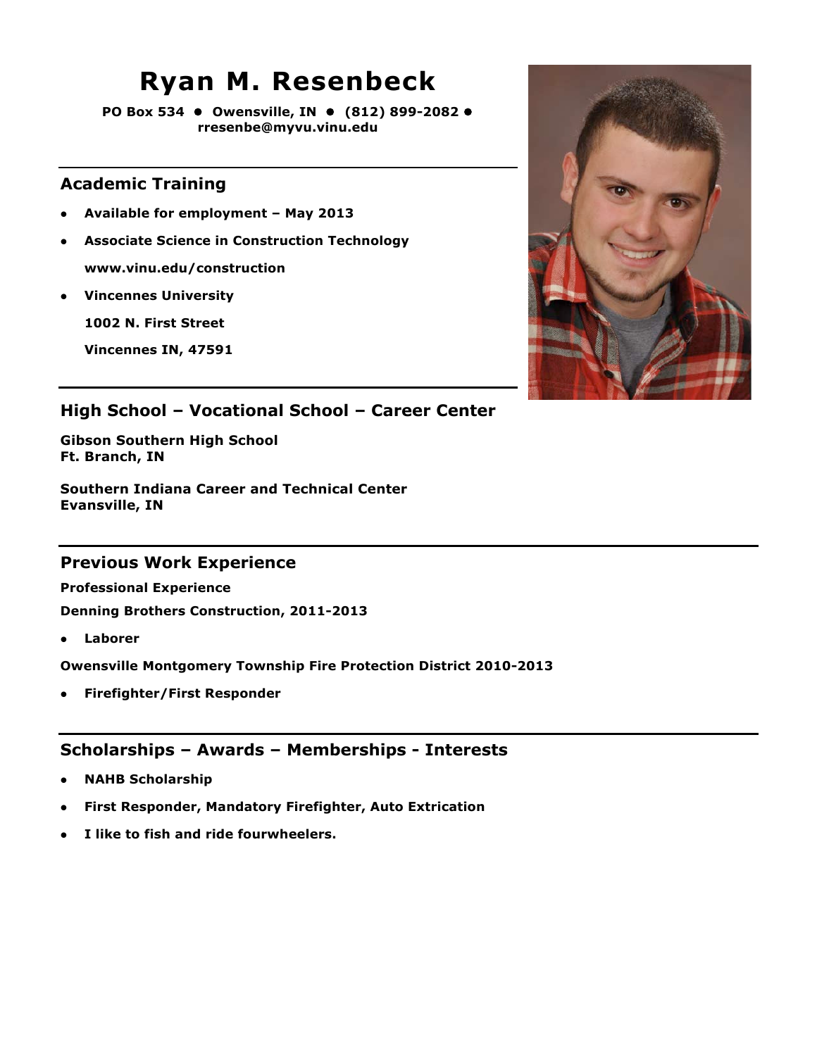# Ryan M. Resenbeck

**PO Box 534 • Owensville, IN • (812) 899-2082 • rresenbe@myvu.vinu.edu**

## Academic Training

- **Available for employment – May 2013**
- **Associate Science in Construction Technology**
  **www.vinu.edu/construction**
- **Vincennes University**
  **1002 N. First Street**
  **Vincennes IN, 47591**

## High School – Vocational School – Career Center

**Gibson Southern High School**
**Ft. Branch, IN**

**Southern Indiana Career and Technical Center**
**Evansville, IN**

## Previous Work Experience

**Professional Experience**

**Denning Brothers Construction, 2011-2013**

- **Laborer**

**Owensville Montgomery Township Fire Protection District 2010-2013**

- **Firefighter/First Responder**

## Scholarships – Awards – Memberships - Interests

- **NAHB Scholarship**
- **First Responder, Mandatory Firefighter, Auto Extrication**
- **I like to fish and ride fourwheelers.**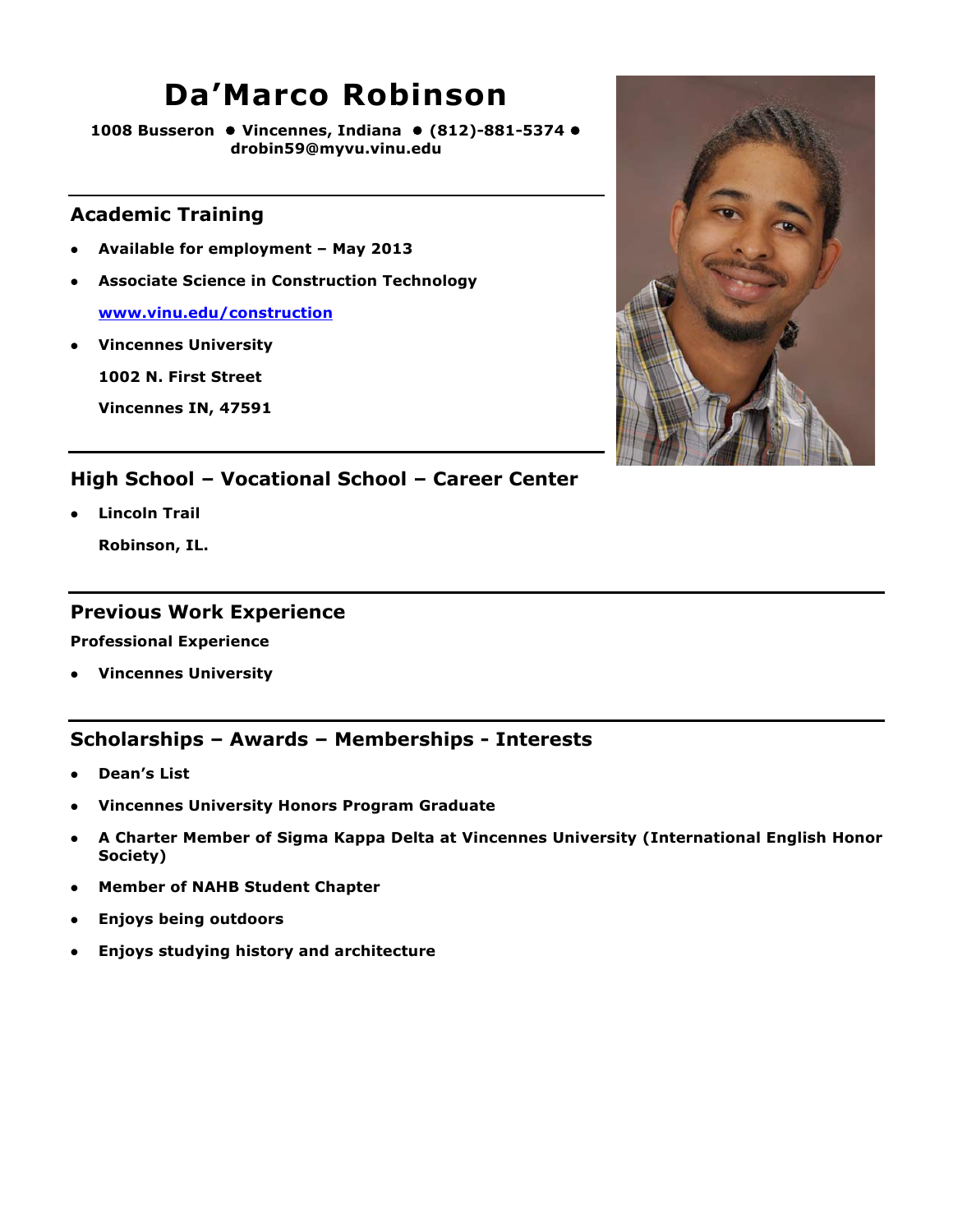# Da'Marco Robinson

**1008 Busseron ● Vincennes, Indiana ● (812)-881-5374 ● drobin59@myvu.vinu.edu**

## Academic Training

- **Available for employment – May 2013**
- **Associate Science in Construction Technology**

  **[www.vinu.edu/construction](www.vinu.edu/construction)**
- **Vincennes University**

  **1002 N. First Street**

  **Vincennes IN, 47591**

## High School – Vocational School – Career Center

- **Lincoln Trail**

  **Robinson, IL.**

## Previous Work Experience

**Professional Experience**

- **Vincennes University**

## Scholarships – Awards – Memberships - Interests

- **Dean's List**
- **Vincennes University Honors Program Graduate**
- **A Charter Member of Sigma Kappa Delta at Vincennes University (International English Honor Society)**
- **Member of NAHB Student Chapter**
- **Enjoys being outdoors**
- **Enjoys studying history and architecture**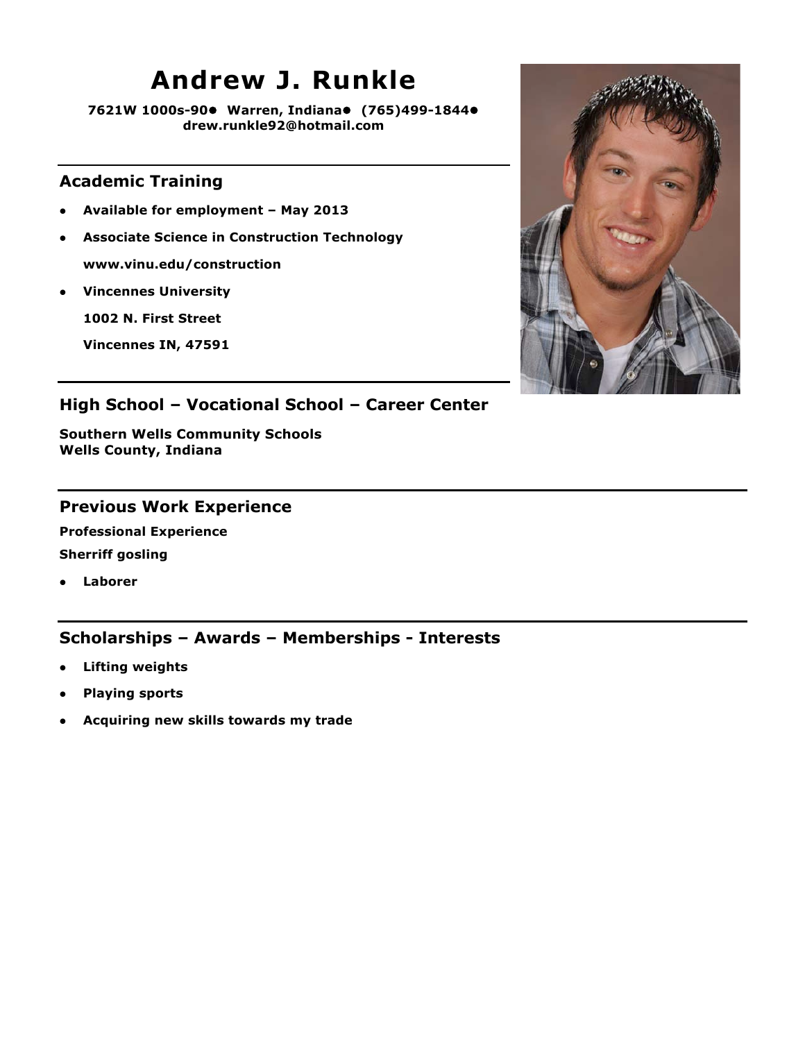# Andrew J. Runkle

**7621W 1000s-90● Warren, Indiana● (765)499-1844● drew.runkle92@hotmail.com**

## Academic Training

- **Available for employment – May 2013**
- **Associate Science in Construction Technology**
  **www.vinu.edu/construction**
- **Vincennes University**
  **1002 N. First Street**
  **Vincennes IN, 47591**

## High School – Vocational School – Career Center

**Southern Wells Community Schools**
**Wells County, Indiana**

## Previous Work Experience

**Professional Experience**

**Sherriff gosling**

- **Laborer**

## Scholarships – Awards – Memberships - Interests

- **Lifting weights**
- **Playing sports**
- **Acquiring new skills towards my trade**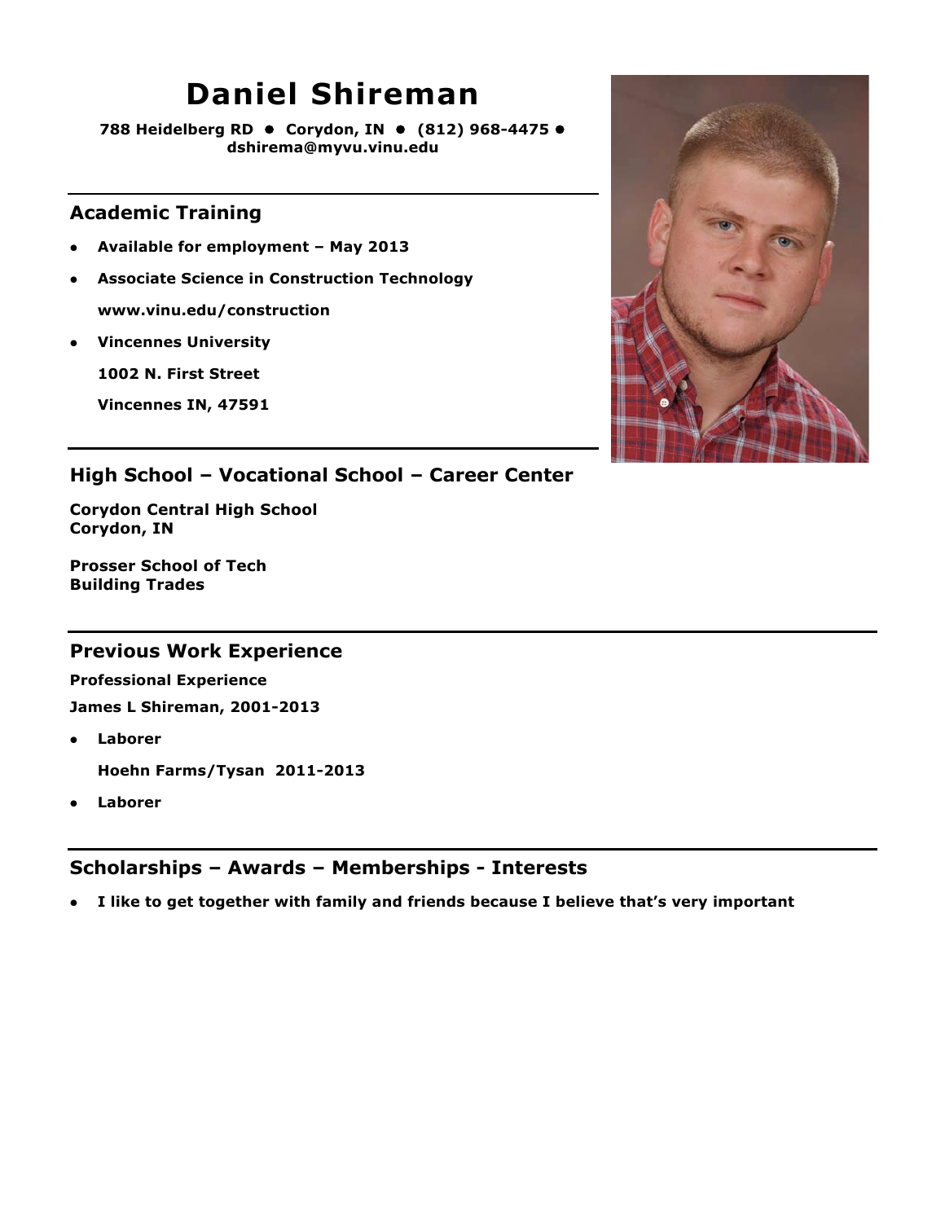# Daniel Shireman

**788 Heidelberg RD • Corydon, IN • (812) 968-4475 • dshirema@myvu.vinu.edu**

## Academic Training

- **Available for employment – May 2013**
- **Associate Science in Construction Technology**

  **www.vinu.edu/construction**
- **Vincennes University**

  **1002 N. First Street**

  **Vincennes IN, 47591**

## High School – Vocational School – Career Center

**Corydon Central High School**
**Corydon, IN**

**Prosser School of Tech**
**Building Trades**

## Previous Work Experience

**Professional Experience**

**James L Shireman, 2001-2013**

- **Laborer**

  **Hoehn Farms/Tysan 2011-2013**
- **Laborer**

## Scholarships – Awards – Memberships - Interests

- **I like to get together with family and friends because I believe that's very important**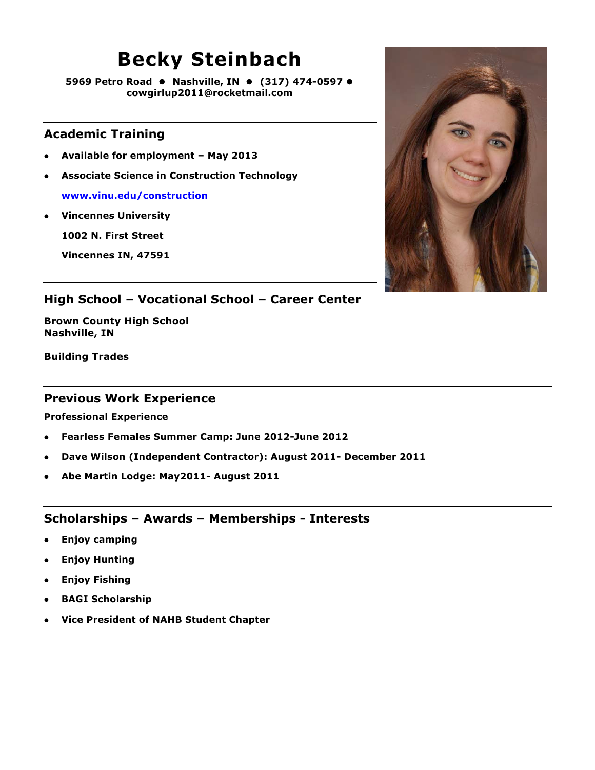# Becky Steinbach

**5969 Petro Road • Nashville, IN • (317) 474-0597 • cowgirlup2011@rocketmail.com**

## Academic Training

- **Available for employment – May 2013**
- **Associate Science in Construction Technology**

  **www.vinu.edu/construction**
- **Vincennes University**

  **1002 N. First Street**

  **Vincennes IN, 47591**

## High School – Vocational School – Career Center

**Brown County High School**
**Nashville, IN**

**Building Trades**

## Previous Work Experience

**Professional Experience**

- **Fearless Females Summer Camp: June 2012-June 2012**
- **Dave Wilson (Independent Contractor): August 2011- December 2011**
- **Abe Martin Lodge: May2011- August 2011**

## Scholarships – Awards – Memberships - Interests

- **Enjoy camping**
- **Enjoy Hunting**
- **Enjoy Fishing**
- **BAGI Scholarship**
- **Vice President of NAHB Student Chapter**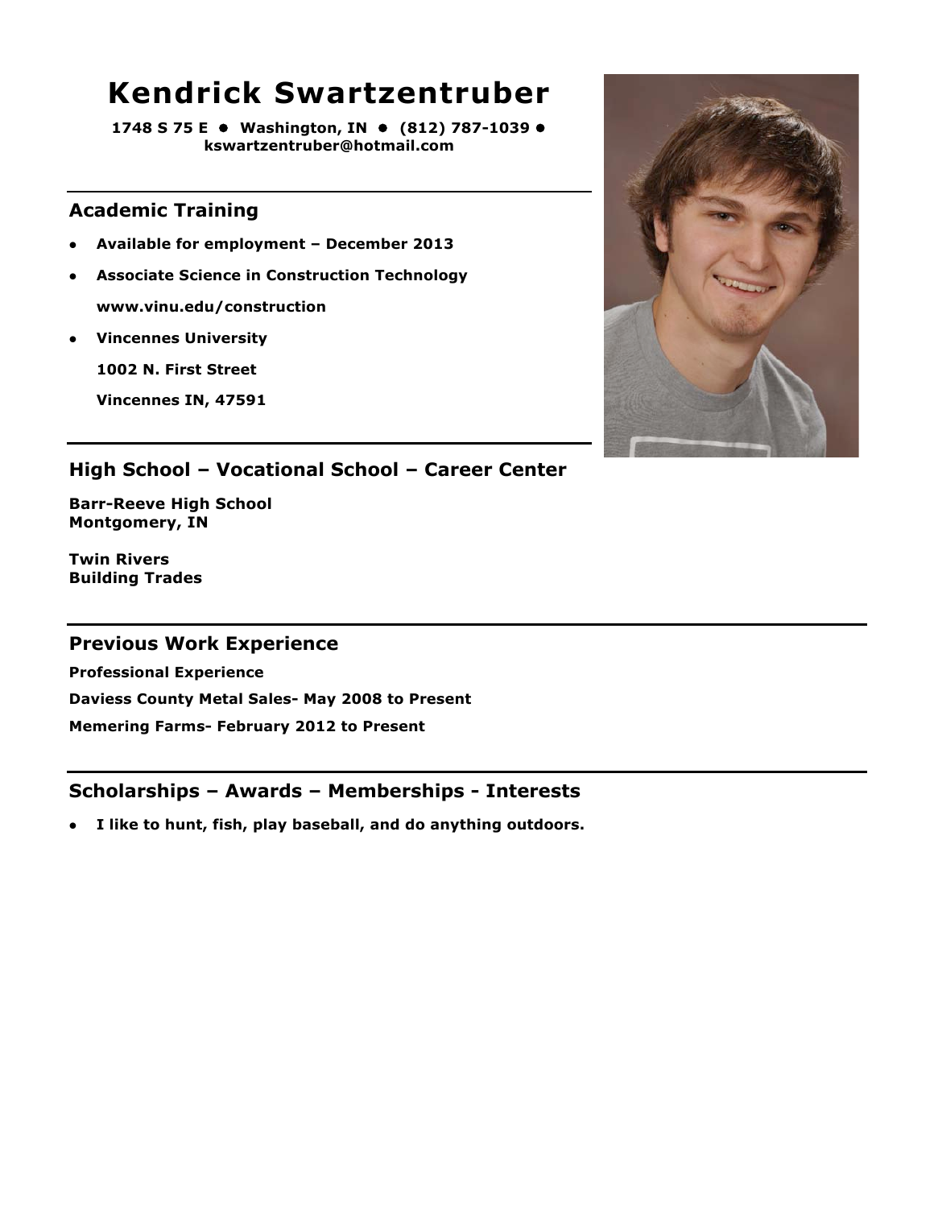# Kendrick Swartzentruber

**1748 S 75 E • Washington, IN • (812) 787-1039 • kswartzentruber@hotmail.com**

## Academic Training

- **Available for employment – December 2013**
- **Associate Science in Construction Technology**
  **www.vinu.edu/construction**
- **Vincennes University**
  **1002 N. First Street**
  **Vincennes IN, 47591**

## High School – Vocational School – Career Center

**Barr-Reeve High School**
**Montgomery, IN**

**Twin Rivers**
**Building Trades**

## Previous Work Experience

**Professional Experience**

**Daviess County Metal Sales- May 2008 to Present**

**Memering Farms- February 2012 to Present**

## Scholarships – Awards – Memberships - Interests

- **I like to hunt, fish, play baseball, and do anything outdoors.**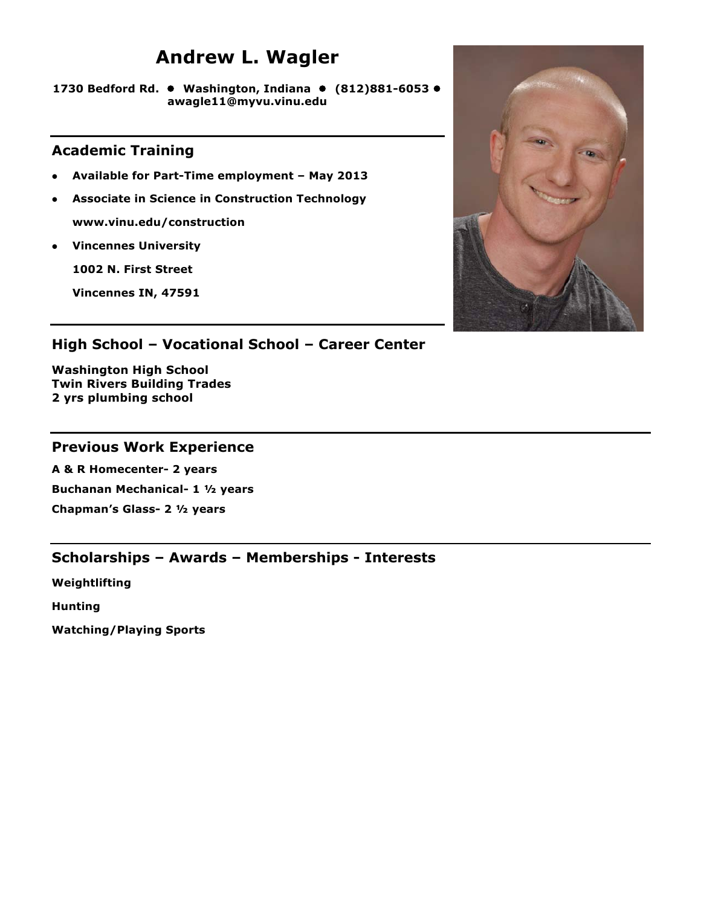# Andrew L. Wagler

**1730 Bedford Rd. • Washington, Indiana • (812)881-6053 • awagle11@myvu.vinu.edu**

## Academic Training

- **Available for Part-Time employment – May 2013**
- **Associate in Science in Construction Technology**

  **www.vinu.edu/construction**
- **Vincennes University**

  **1002 N. First Street**

  **Vincennes IN, 47591**

## High School – Vocational School – Career Center

**Washington High School**
**Twin Rivers Building Trades**
**2 yrs plumbing school**

## Previous Work Experience

**A & R Homecenter- 2 years**

**Buchanan Mechanical- 1 ½ years**

**Chapman's Glass- 2 ½ years**

## Scholarships – Awards – Memberships - Interests

**Weightlifting**

**Hunting**

**Watching/Playing Sports**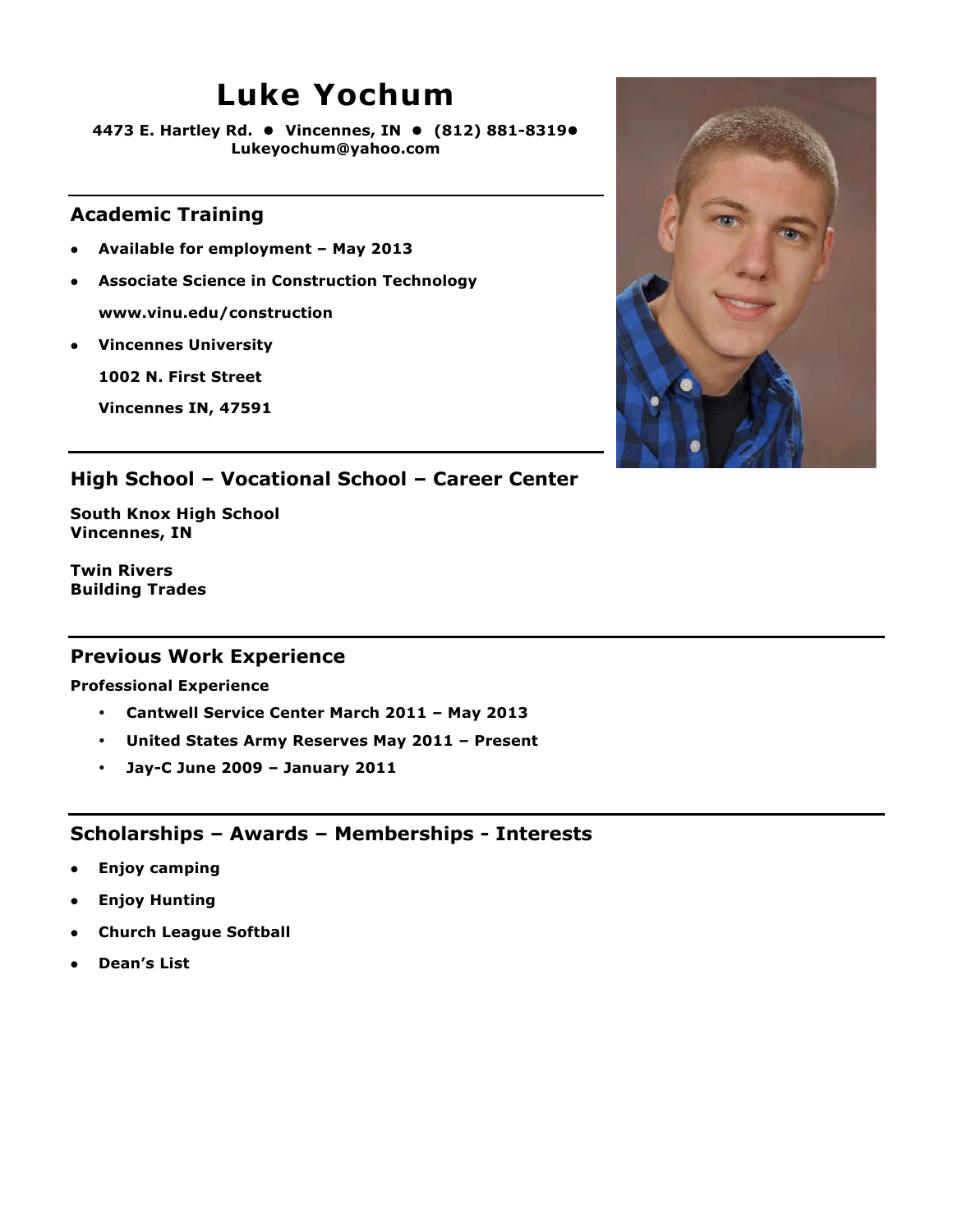# Luke Yochum

**4473 E. Hartley Rd. • Vincennes, IN • (812) 881-8319•**
**Lukeyochum@yahoo.com**

## Academic Training

- **Available for employment – May 2013**
- **Associate Science in Construction Technology**

  **www.vinu.edu/construction**
- **Vincennes University**

  **1002 N. First Street**

  **Vincennes IN, 47591**

## High School – Vocational School – Career Center

**South Knox High School**
**Vincennes, IN**

**Twin Rivers**
**Building Trades**

## Previous Work Experience

**Professional Experience**

- **Cantwell Service Center March 2011 – May 2013**
- **United States Army Reserves May 2011 – Present**
- **Jay-C June 2009 – January 2011**

## Scholarships – Awards – Memberships - Interests

- **Enjoy camping**
- **Enjoy Hunting**
- **Church League Softball**
- **Dean's List**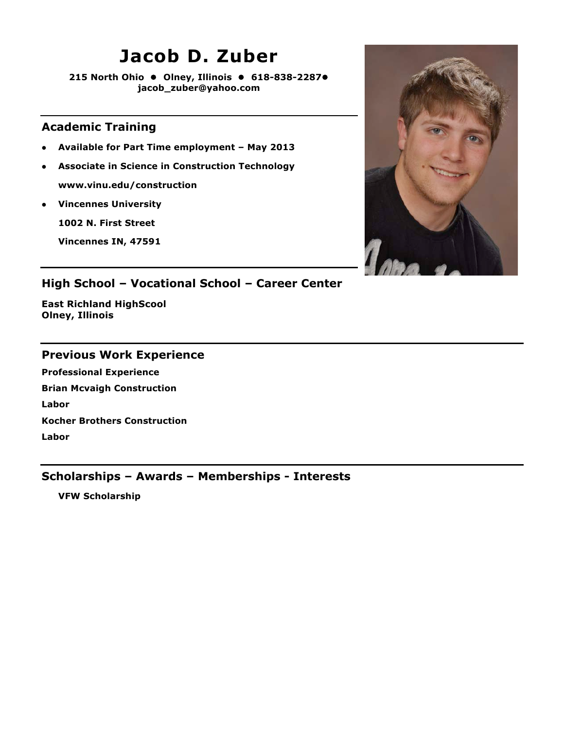# Jacob D. Zuber

**215 North Ohio ● Olney, Illinois ● 618-838-2287● jacob_zuber@yahoo.com**

## Academic Training

- **Available for Part Time employment – May 2013**
- **Associate in Science in Construction Technology**
  **www.vinu.edu/construction**
- **Vincennes University**
  **1002 N. First Street**
  **Vincennes IN, 47591**

## High School – Vocational School – Career Center

**East Richland HighScool**
**Olney, Illinois**

## Previous Work Experience

**Professional Experience**

**Brian Mcvaigh Construction**

**Labor**

**Kocher Brothers Construction**

**Labor**

## Scholarships – Awards – Memberships - Interests

**VFW Scholarship**